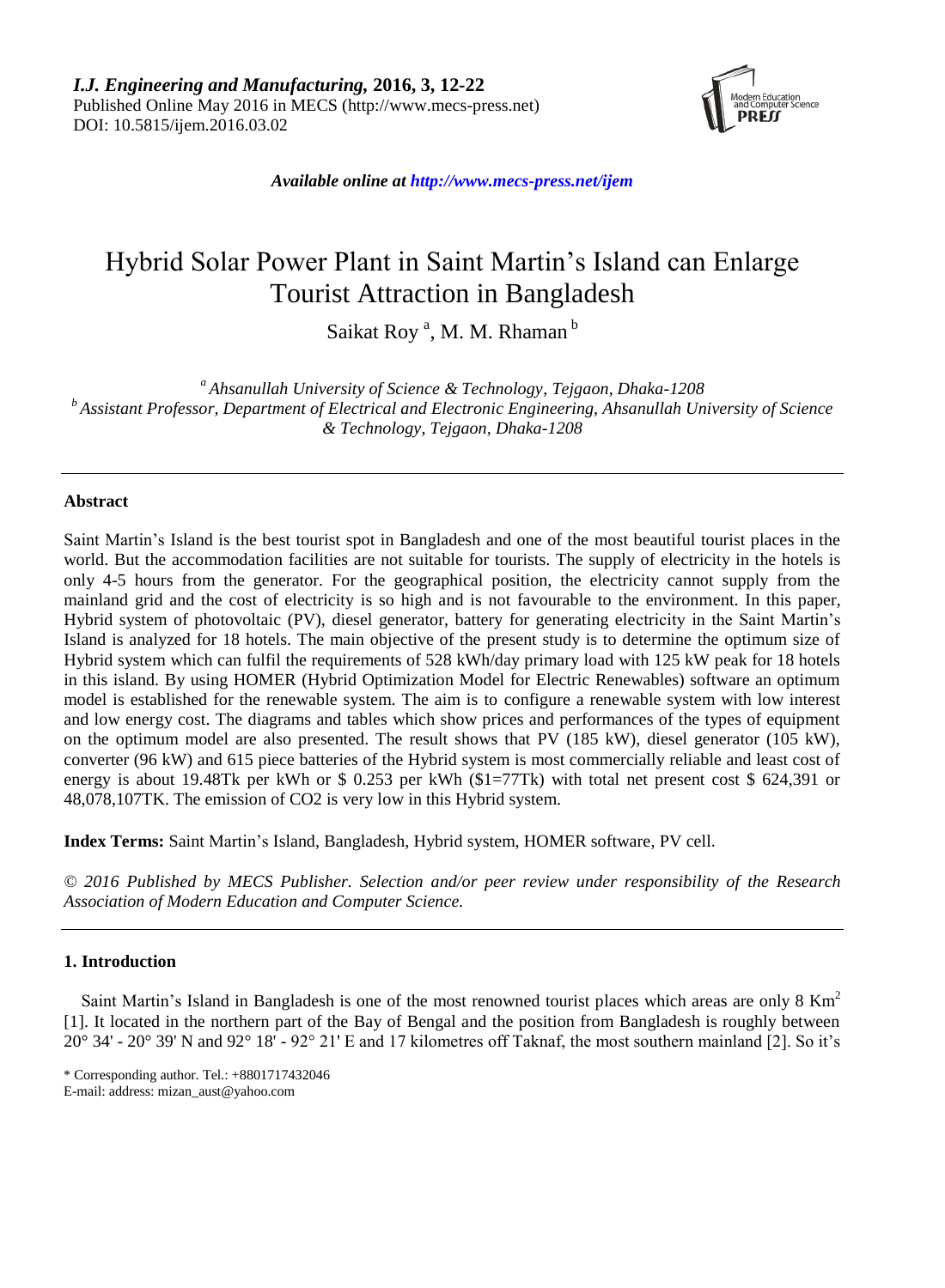Available online at http://www.mecs-press.net/ijem

# Hybrid Solar Power Plant in Saint Martin's Island can Enlarge Tourist Attraction in Bangladesh

Saikat Roy [a], M. M. Rhaman [b]

[a] *Ahsanullah University of Science & Technology, Tejgaon, Dhaka-1208*
[b] *Assistant Professor, Department of Electrical and Electronic Engineering, Ahsanullah University of Science & Technology, Tejgaon, Dhaka-1208*

---

## Abstract

Saint Martin's Island is the best tourist spot in Bangladesh and one of the most beautiful tourist places in the world. But the accommodation facilities are not suitable for tourists. The supply of electricity in the hotels is only 4-5 hours from the generator. For the geographical position, the electricity cannot supply from the mainland grid and the cost of electricity is so high and is not favourable to the environment. In this paper, Hybrid system of photovoltaic (PV), diesel generator, battery for generating electricity in the Saint Martin's Island is analyzed for 18 hotels. The main objective of the present study is to determine the optimum size of Hybrid system which can fulfil the requirements of 528 kWh/day primary load with 125 kW peak for 18 hotels in this island. By using HOMER (Hybrid Optimization Model for Electric Renewables) software an optimum model is established for the renewable system. The aim is to configure a renewable system with low interest and low energy cost. The diagrams and tables which show prices and performances of the types of equipment on the optimum model are also presented. The result shows that PV (185 kW), diesel generator (105 kW), converter (96 kW) and 615 piece batteries of the Hybrid system is most commercially reliable and least cost of energy is about 19.48Tk per kWh or $ 0.253 per kWh ($1=77Tk) with total net present cost $ 624,391 or 48,078,107TK. The emission of $CO_2$ is very low in this Hybrid system.

**Index Terms:** Saint Martin's Island, Bangladesh, Hybrid system, HOMER software, PV cell.

*© 2016 Published by MECS Publisher. Selection and/or peer review under responsibility of the Research Association of Modern Education and Computer Science.*

---

## 1. Introduction

Saint Martin's Island in Bangladesh is one of the most renowned tourist places which areas are only 8 $Km^2$ [1]. It located in the northern part of the Bay of Bengal and the position from Bangladesh is roughly between 20° 34' - 20° 39' N and 92° 18' - 92° 21' E and 17 kilometres off Taknaf, the most southern mainland [2]. So it's

\* Corresponding author. Tel.: +8801717432046
E-mail: address: mizan_aust@yahoo.com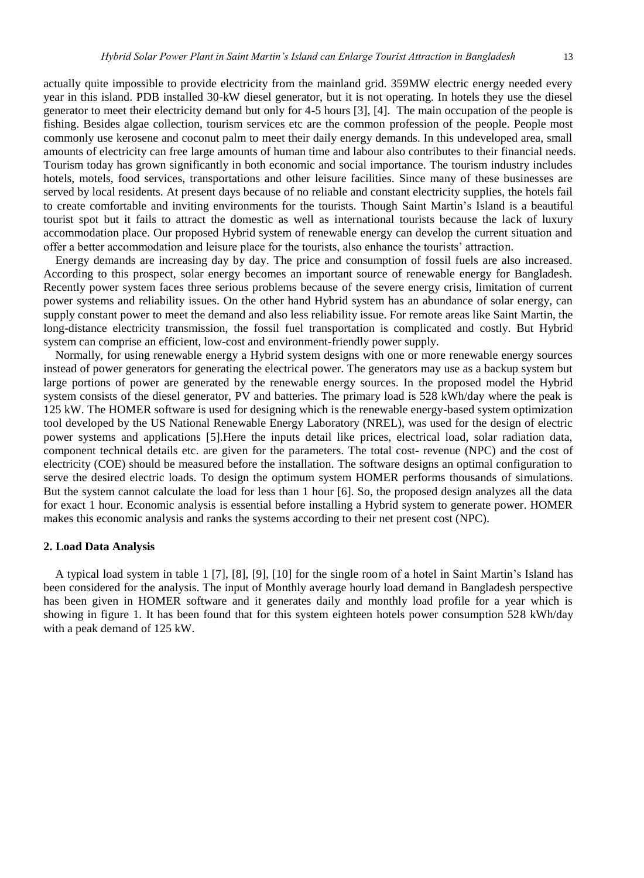actually quite impossible to provide electricity from the mainland grid. 359MW electric energy needed every year in this island. PDB installed 30-kW diesel generator, but it is not operating. In hotels they use the diesel generator to meet their electricity demand but only for 4-5 hours [3], [4]. The main occupation of the people is fishing. Besides algae collection, tourism services etc are the common profession of the people. People most commonly use kerosene and coconut palm to meet their daily energy demands. In this undeveloped area, small amounts of electricity can free large amounts of human time and labour also contributes to their financial needs. Tourism today has grown significantly in both economic and social importance. The tourism industry includes hotels, motels, food services, transportations and other leisure facilities. Since many of these businesses are served by local residents. At present days because of no reliable and constant electricity supplies, the hotels fail to create comfortable and inviting environments for the tourists. Though Saint Martin's Island is a beautiful tourist spot but it fails to attract the domestic as well as international tourists because the lack of luxury accommodation place. Our proposed Hybrid system of renewable energy can develop the current situation and offer a better accommodation and leisure place for the tourists, also enhance the tourists' attraction.

Energy demands are increasing day by day. The price and consumption of fossil fuels are also increased. According to this prospect, solar energy becomes an important source of renewable energy for Bangladesh. Recently power system faces three serious problems because of the severe energy crisis, limitation of current power systems and reliability issues. On the other hand Hybrid system has an abundance of solar energy, can supply constant power to meet the demand and also less reliability issue. For remote areas like Saint Martin, the long-distance electricity transmission, the fossil fuel transportation is complicated and costly. But Hybrid system can comprise an efficient, low-cost and environment-friendly power supply.

Normally, for using renewable energy a Hybrid system designs with one or more renewable energy sources instead of power generators for generating the electrical power. The generators may use as a backup system but large portions of power are generated by the renewable energy sources. In the proposed model the Hybrid system consists of the diesel generator, PV and batteries. The primary load is 528 kWh/day where the peak is 125 kW. The HOMER software is used for designing which is the renewable energy-based system optimization tool developed by the US National Renewable Energy Laboratory (NREL), was used for the design of electric power systems and applications [5].Here the inputs detail like prices, electrical load, solar radiation data, component technical details etc. are given for the parameters. The total cost- revenue (NPC) and the cost of electricity (COE) should be measured before the installation. The software designs an optimal configuration to serve the desired electric loads. To design the optimum system HOMER performs thousands of simulations. But the system cannot calculate the load for less than 1 hour [6]. So, the proposed design analyzes all the data for exact 1 hour. Economic analysis is essential before installing a Hybrid system to generate power. HOMER makes this economic analysis and ranks the systems according to their net present cost (NPC).

## 2. Load Data Analysis

A typical load system in table 1 [7], [8], [9], [10] for the single room of a hotel in Saint Martin's Island has been considered for the analysis. The input of Monthly average hourly load demand in Bangladesh perspective has been given in HOMER software and it generates daily and monthly load profile for a year which is showing in figure 1. It has been found that for this system eighteen hotels power consumption 528 kWh/day with a peak demand of 125 kW.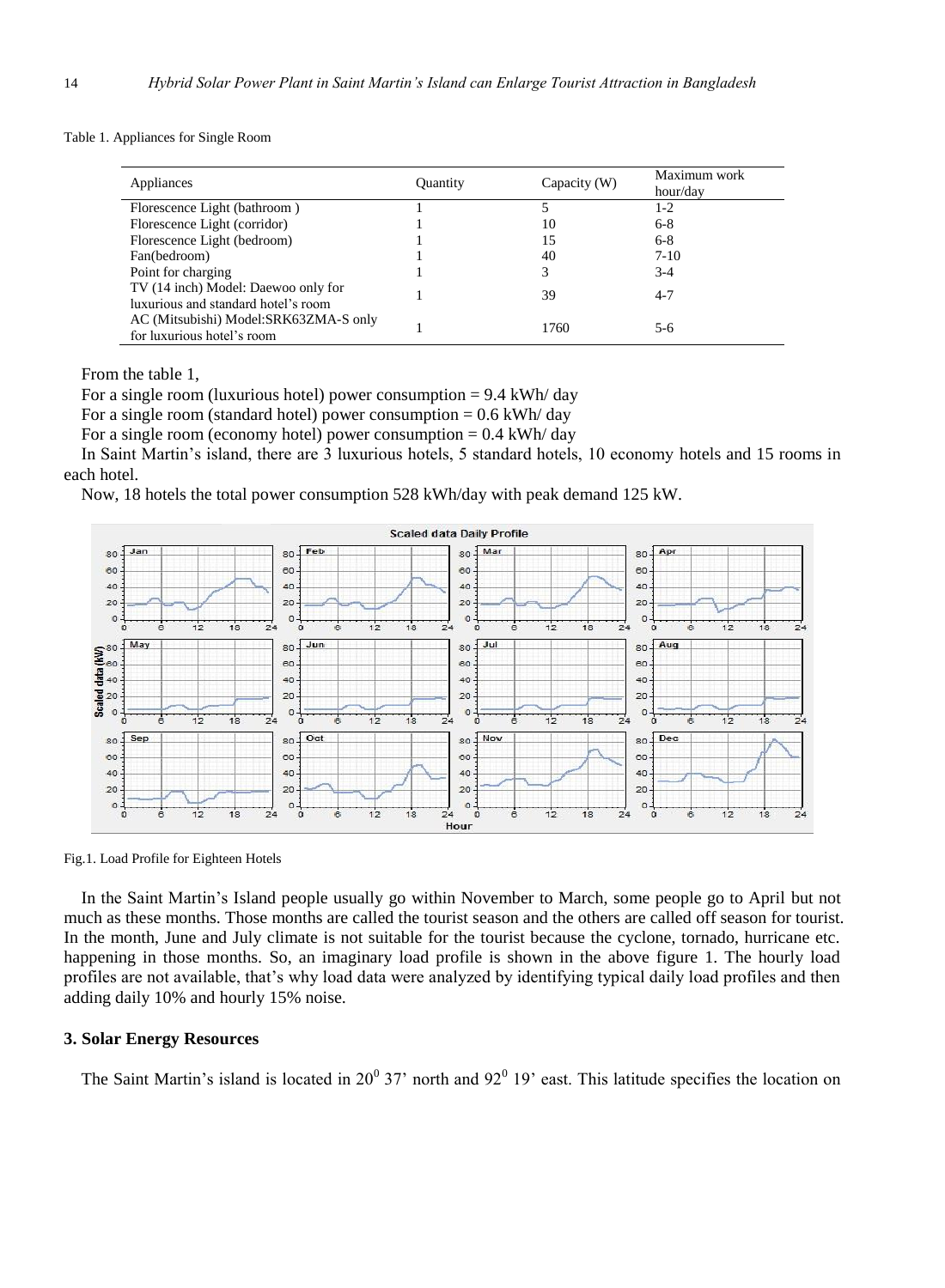Table 1. Appliances for Single Room

| Appliances | Quantity | Capacity (W) | Maximum work hour/day |
|---|---|---|---|
| Florescence Light (bathroom ) | 1 | 5 | 1-2 |
| Florescence Light (corridor) | 1 | 10 | 6-8 |
| Florescence Light (bedroom) | 1 | 15 | 6-8 |
| Fan(bedroom) | 1 | 40 | 7-10 |
| Point for charging | 1 | 3 | 3-4 |
| TV (14 inch) Model: Daewoo only for luxurious and standard hotel's room | 1 | 39 | 4-7 |
| AC (Mitsubishi) Model:SRK63ZMA-S only for luxurious hotel's room | 1 | 1760 | 5-6 |

From the table 1,

For a single room (luxurious hotel) power consumption = 9.4 kWh/ day

For a single room (standard hotel) power consumption = 0.6 kWh/ day

For a single room (economy hotel) power consumption = 0.4 kWh/ day

In Saint Martin's island, there are 3 luxurious hotels, 5 standard hotels, 10 economy hotels and 15 rooms in each hotel.

Now, 18 hotels the total power consumption 528 kWh/day with peak demand 125 kW.

Fig.1. Load Profile for Eighteen Hotels

In the Saint Martin's Island people usually go within November to March, some people go to April but not much as these months. Those months are called the tourist season and the others are called off season for tourist. In the month, June and July climate is not suitable for the tourist because the cyclone, tornado, hurricane etc. happening in those months. So, an imaginary load profile is shown in the above figure 1. The hourly load profiles are not available, that's why load data were analyzed by identifying typical daily load profiles and then adding daily 10% and hourly 15% noise.

### 3. Solar Energy Resources

The Saint Martin's island is located in $20^0$ 37' north and $92^0$ 19' east. This latitude specifies the location on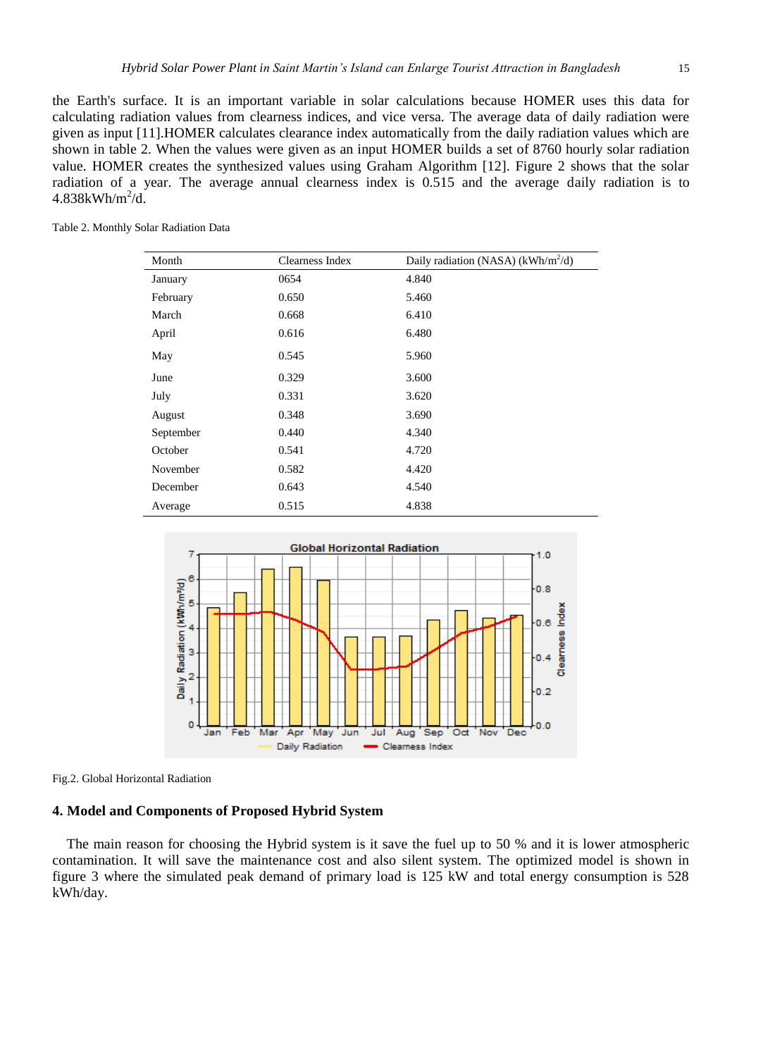the Earth's surface. It is an important variable in solar calculations because HOMER uses this data for calculating radiation values from clearness indices, and vice versa. The average data of daily radiation were given as input [11].HOMER calculates clearance index automatically from the daily radiation values which are shown in table 2. When the values were given as an input HOMER builds a set of 8760 hourly solar radiation value. HOMER creates the synthesized values using Graham Algorithm [12]. Figure 2 shows that the solar radiation of a year. The average annual clearness index is 0.515 and the average daily radiation is to 4.838kWh/m$^2$/d.

Table 2. Monthly Solar Radiation Data

| Month | Clearness Index | Daily radiation (NASA) (kWh/m$^2$/d) |
|---|---|---|
| January | 0654 | 4.840 |
| February | 0.650 | 5.460 |
| March | 0.668 | 6.410 |
| April | 0.616 | 6.480 |
| May | 0.545 | 5.960 |
| June | 0.329 | 3.600 |
| July | 0.331 | 3.620 |
| August | 0.348 | 3.690 |
| September | 0.440 | 4.340 |
| October | 0.541 | 4.720 |
| November | 0.582 | 4.420 |
| December | 0.643 | 4.540 |
| Average | 0.515 | 4.838 |

Fig.2. Global Horizontal Radiation

## 4. Model and Components of Proposed Hybrid System

The main reason for choosing the Hybrid system is it save the fuel up to 50 % and it is lower atmospheric contamination. It will save the maintenance cost and also silent system. The optimized model is shown in figure 3 where the simulated peak demand of primary load is 125 kW and total energy consumption is 528 kWh/day.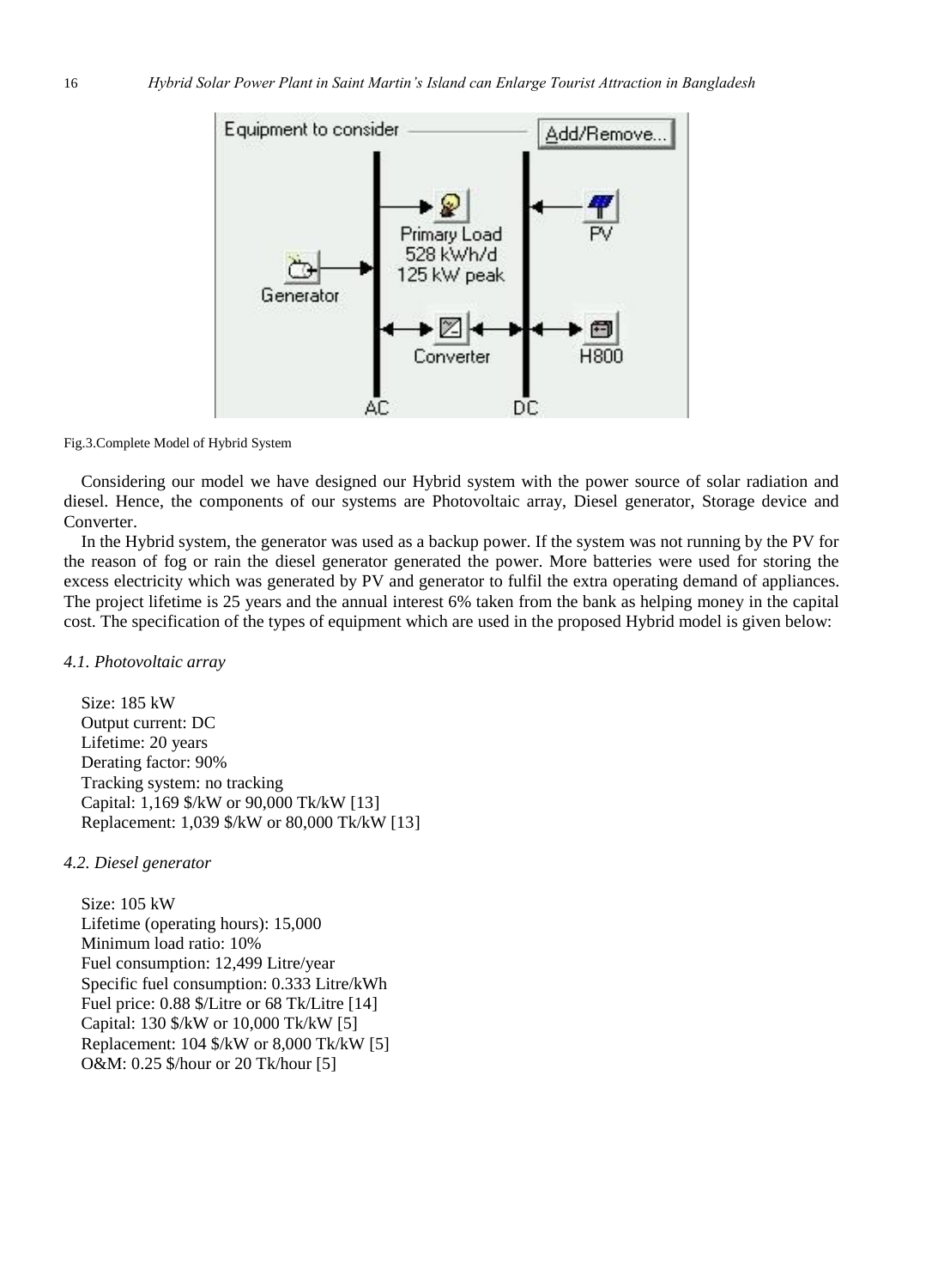Fig.3.Complete Model of Hybrid System

Considering our model we have designed our Hybrid system with the power source of solar radiation and diesel. Hence, the components of our systems are Photovoltaic array, Diesel generator, Storage device and Converter.

In the Hybrid system, the generator was used as a backup power. If the system was not running by the PV for the reason of fog or rain the diesel generator generated the power. More batteries were used for storing the excess electricity which was generated by PV and generator to fulfil the extra operating demand of appliances. The project lifetime is 25 years and the annual interest 6% taken from the bank as helping money in the capital cost. The specification of the types of equipment which are used in the proposed Hybrid model is given below:

### *4.1. Photovoltaic array*

Size: 185 kW  
Output current: DC  
Lifetime: 20 years  
Derating factor: 90%  
Tracking system: no tracking  
Capital: 1,169 $/kW or 90,000 Tk/kW [13]  
Replacement: 1,039 $/kW or 80,000 Tk/kW [13]

### *4.2. Diesel generator*

Size: 105 kW  
Lifetime (operating hours): 15,000  
Minimum load ratio: 10%  
Fuel consumption: 12,499 Litre/year  
Specific fuel consumption: 0.333 Litre/kWh  
Fuel price: 0.88 $/Litre or 68 Tk/Litre [14]  
Capital: 130 $/kW or 10,000 Tk/kW [5]  
Replacement: 104 $/kW or 8,000 Tk/kW [5]  
O&M: 0.25 $/hour or 20 Tk/hour [5]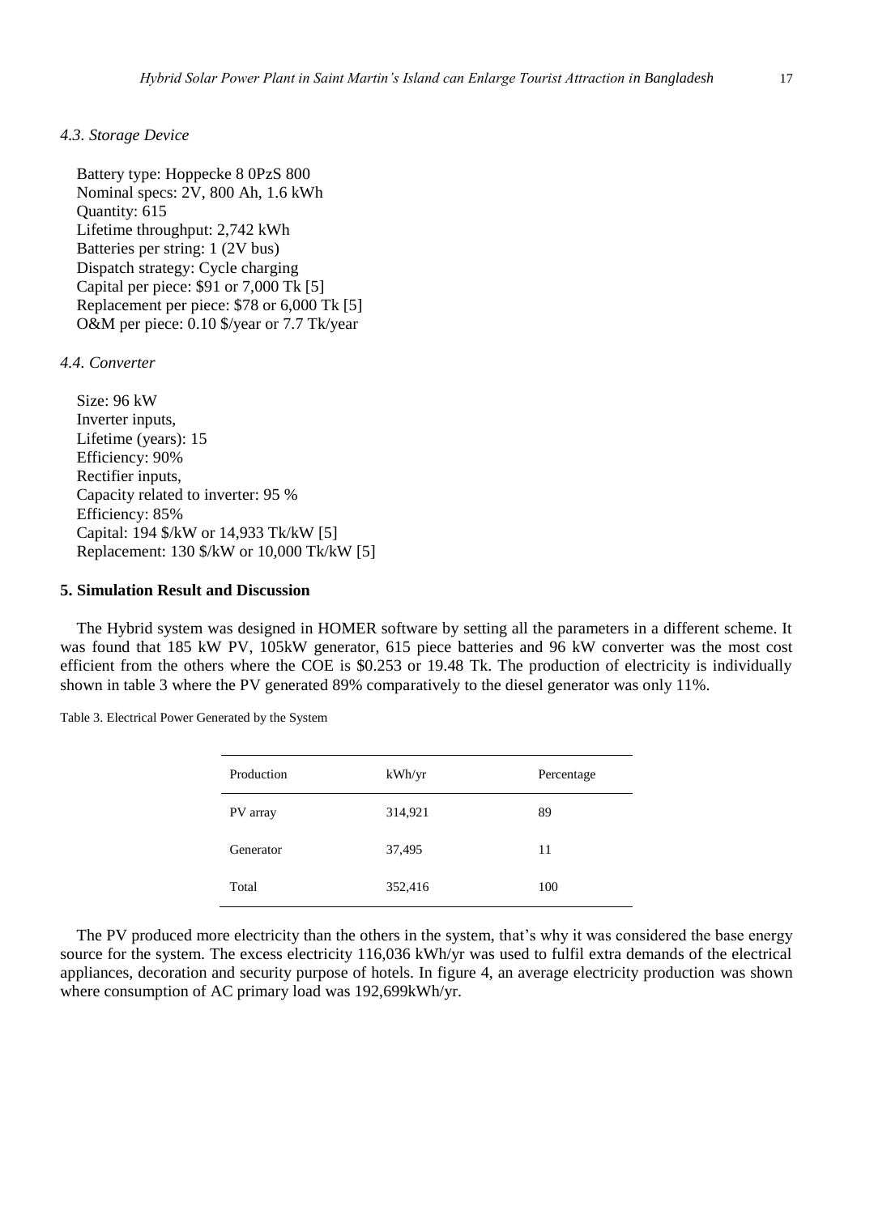### 4.3. Storage Device

Battery type: Hoppecke 8 0PzS 800
Nominal specs: 2V, 800 Ah, 1.6 kWh
Quantity: 615
Lifetime throughput: 2,742 kWh
Batteries per string: 1 (2V bus)
Dispatch strategy: Cycle charging
Capital per piece: $91 or 7,000 Tk [5]
Replacement per piece: $78 or 6,000 Tk [5]
O&M per piece: 0.10 $/year or 7.7 Tk/year

### 4.4. Converter

Size: 96 kW
Inverter inputs,
Lifetime (years): 15
Efficiency: 90%
Rectifier inputs,
Capacity related to inverter: 95 %
Efficiency: 85%
Capital: 194 $/kW or 14,933 Tk/kW [5]
Replacement: 130 $/kW or 10,000 Tk/kW [5]

## 5. Simulation Result and Discussion

The Hybrid system was designed in HOMER software by setting all the parameters in a different scheme. It was found that 185 kW PV, 105kW generator, 615 piece batteries and 96 kW converter was the most cost efficient from the others where the COE is $0.253 or 19.48 Tk. The production of electricity is individually shown in table 3 where the PV generated 89% comparatively to the diesel generator was only 11%.

Table 3. Electrical Power Generated by the System

| Production | kWh/yr | Percentage |
|---|---|---|
| PV array | 314,921 | 89 |
| Generator | 37,495 | 11 |
| Total | 352,416 | 100 |

The PV produced more electricity than the others in the system, that's why it was considered the base energy source for the system. The excess electricity 116,036 kWh/yr was used to fulfil extra demands of the electrical appliances, decoration and security purpose of hotels. In figure 4, an average electricity production was shown where consumption of AC primary load was 192,699kWh/yr.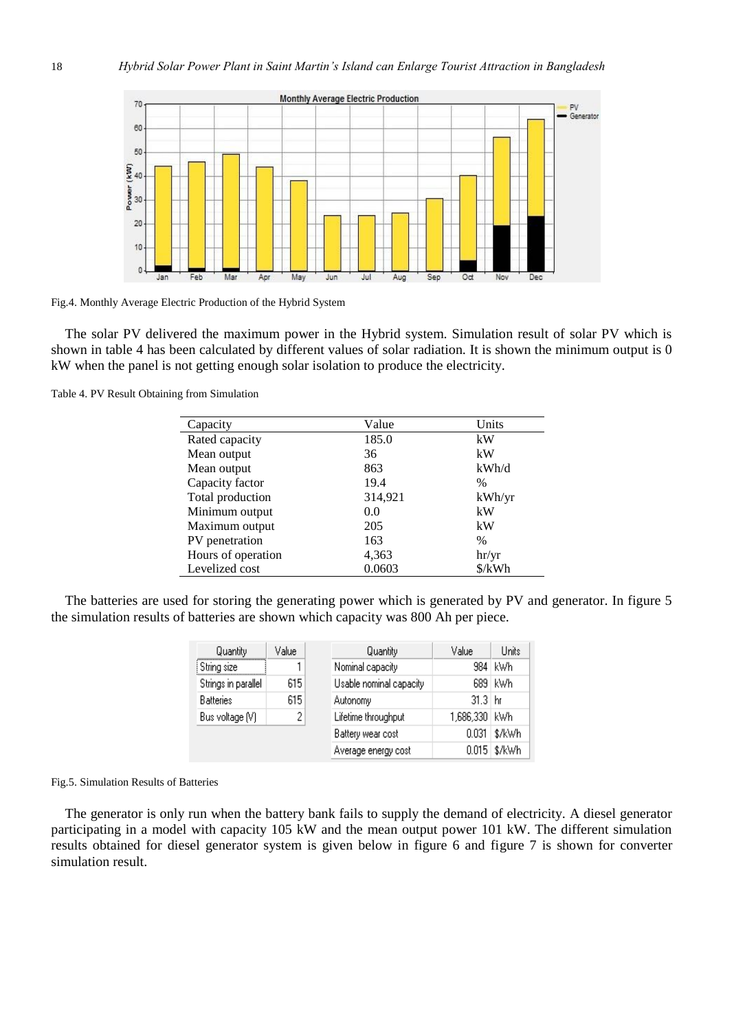Fig.4. Monthly Average Electric Production of the Hybrid System

The solar PV delivered the maximum power in the Hybrid system. Simulation result of solar PV which is shown in table 4 has been calculated by different values of solar radiation. It is shown the minimum output is 0 kW when the panel is not getting enough solar isolation to produce the electricity.

Table 4. PV Result Obtaining from Simulation

| Capacity | Value | Units |
|---|---|---|
| Rated capacity | 185.0 | kW |
| Mean output | 36 | kW |
| Mean output | 863 | kWh/d |
| Capacity factor | 19.4 | % |
| Total production | 314,921 | kWh/yr |
| Minimum output | 0.0 | kW |
| Maximum output | 205 | kW |
| PV penetration | 163 | % |
| Hours of operation | 4,363 | hr/yr |
| Levelized cost | 0.0603 | $/kWh |

The batteries are used for storing the generating power which is generated by PV and generator. In figure 5 the simulation results of batteries are shown which capacity was 800 Ah per piece.

| Quantity | Value |
|---|---|
| String size | 1 |
| Strings in parallel | 615 |
| Batteries | 615 |
| Bus voltage (V) | 2 |

| Quantity | Value | Units |
|---|---|---|
| Nominal capacity | 984 | kWh |
| Usable nominal capacity | 689 | kWh |
| Autonomy | 31.3 | hr |
| Lifetime throughput | 1,686,330 | kWh |
| Battery wear cost | 0.031 | $/kWh |
| Average energy cost | 0.015 | $/kWh |

Fig.5. Simulation Results of Batteries

The generator is only run when the battery bank fails to supply the demand of electricity. A diesel generator participating in a model with capacity 105 kW and the mean output power 101 kW. The different simulation results obtained for diesel generator system is given below in figure 6 and figure 7 is shown for converter simulation result.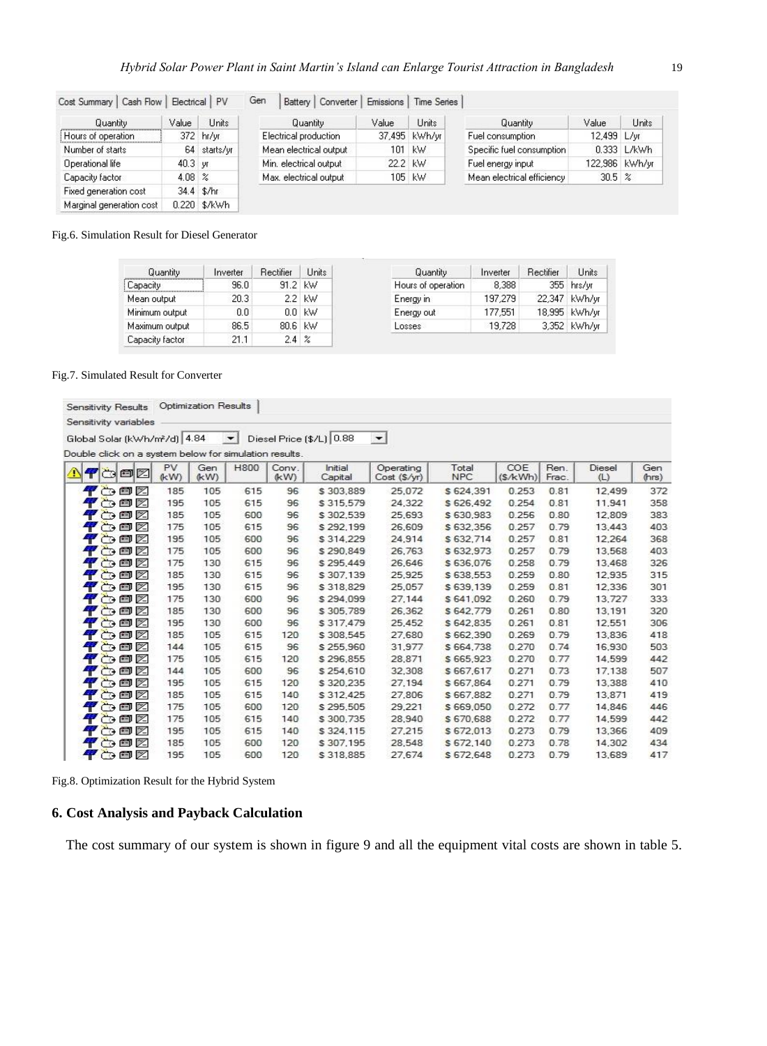Cost Summary | Cash Flow | Electrical | PV | Gen | Battery | Converter | Emissions | Time Series

| Quantity | Value | Units |
|---|---|---|
| Hours of operation | 372 | hr/yr |
| Number of starts | 64 | starts/yr |
| Operational life | 40.3 | yr |
| Capacity factor | 4.08 | % |
| Fixed generation cost | 34.4 | $/hr |
| Marginal generation cost | 0.220 | $/kWh |

| Quantity | Value | Units |
|---|---|---|
| Electrical production | 37,495 | kWh/yr |
| Mean electrical output | 101 | kW |
| Min. electrical output | 22.2 | kW |
| Max. electrical output | 105 | kW |

| Quantity | Value | Units |
|---|---|---|
| Fuel consumption | 12,499 | L/yr |
| Specific fuel consumption | 0.333 | L/kWh |
| Fuel energy input | 122,986 | kWh/yr |
| Mean electrical efficiency | 30.5 | % |

Fig.6. Simulation Result for Diesel Generator

| Quantity | Inverter | Rectifier | Units |
|---|---|---|---|
| Capacity | 96.0 | 91.2 | kW |
| Mean output | 20.3 | 2.2 | kW |
| Minimum output | 0.0 | 0.0 | kW |
| Maximum output | 86.5 | 80.6 | kW |
| Capacity factor | 21.1 | 2.4 | % |

| Quantity | Inverter | Rectifier | Units |
|---|---|---|---|
| Hours of operation | 8,388 | 355 | hrs/yr |
| Energy in | 197,279 | 22,347 | kWh/yr |
| Energy out | 177,551 | 18,995 | kWh/yr |
| Losses | 19,728 | 3,352 | kWh/yr |

Fig.7. Simulated Result for Converter

Sensitivity Results | Optimization Results

Sensitivity variables

Global Solar (kWh/m²/d) 4.84 Diesel Price ($/L) 0.88

Double click on a system below for simulation results.

| PV (kW) | Gen (kW) | H800 | Conv. (kW) | Initial Capital | Operating Cost ($/yr) | Total NPC | COE ($/kWh) | Ren. Frac. | Diesel (L) | Gen (hrs) |
|---|---|---|---|---|---|---|---|---|---|---|
| 185 | 105 | 615 | 96 | $ 303,889 | 25,072 | $ 624,391 | 0.253 | 0.81 | 12,499 | 372 |
| 195 | 105 | 615 | 96 | $ 315,579 | 24,322 | $ 626,492 | 0.254 | 0.81 | 11,941 | 358 |
| 185 | 105 | 600 | 96 | $ 302,539 | 25,693 | $ 630,983 | 0.256 | 0.80 | 12,809 | 383 |
| 175 | 105 | 615 | 96 | $ 292,199 | 26,609 | $ 632,356 | 0.257 | 0.79 | 13,443 | 403 |
| 195 | 105 | 600 | 96 | $ 314,229 | 24,914 | $ 632,714 | 0.257 | 0.81 | 12,264 | 368 |
| 175 | 105 | 600 | 96 | $ 290,849 | 26,763 | $ 632,973 | 0.257 | 0.79 | 13,568 | 403 |
| 175 | 130 | 615 | 96 | $ 295,449 | 26,646 | $ 636,076 | 0.258 | 0.79 | 13,468 | 326 |
| 185 | 130 | 615 | 96 | $ 307,139 | 25,925 | $ 638,553 | 0.259 | 0.80 | 12,935 | 315 |
| 195 | 130 | 615 | 96 | $ 318,829 | 25,057 | $ 639,139 | 0.259 | 0.81 | 12,336 | 301 |
| 175 | 130 | 600 | 96 | $ 294,099 | 27,144 | $ 641,092 | 0.260 | 0.79 | 13,727 | 333 |
| 185 | 130 | 600 | 96 | $ 305,789 | 26,362 | $ 642,779 | 0.261 | 0.80 | 13,191 | 320 |
| 195 | 130 | 600 | 96 | $ 317,479 | 25,452 | $ 642,835 | 0.261 | 0.81 | 12,551 | 306 |
| 185 | 105 | 615 | 120 | $ 308,545 | 27,680 | $ 662,390 | 0.269 | 0.79 | 13,836 | 418 |
| 144 | 105 | 615 | 96 | $ 255,960 | 31,977 | $ 664,738 | 0.270 | 0.74 | 16,930 | 503 |
| 175 | 105 | 615 | 120 | $ 296,855 | 28,871 | $ 665,923 | 0.270 | 0.77 | 14,599 | 442 |
| 144 | 105 | 600 | 96 | $ 254,610 | 32,308 | $ 667,617 | 0.271 | 0.73 | 17,138 | 507 |
| 195 | 105 | 615 | 120 | $ 320,235 | 27,194 | $ 667,864 | 0.271 | 0.79 | 13,388 | 410 |
| 185 | 105 | 615 | 140 | $ 312,425 | 27,806 | $ 667,882 | 0.271 | 0.79 | 13,871 | 419 |
| 175 | 105 | 600 | 120 | $ 295,505 | 29,221 | $ 669,050 | 0.272 | 0.77 | 14,846 | 446 |
| 175 | 105 | 615 | 140 | $ 300,735 | 28,940 | $ 670,688 | 0.272 | 0.77 | 14,599 | 442 |
| 195 | 105 | 615 | 140 | $ 324,115 | 27,215 | $ 672,013 | 0.273 | 0.79 | 13,366 | 409 |
| 185 | 105 | 600 | 120 | $ 307,195 | 28,548 | $ 672,140 | 0.273 | 0.78 | 14,302 | 434 |
| 195 | 105 | 600 | 120 | $ 318,885 | 27,674 | $ 672,648 | 0.273 | 0.79 | 13,689 | 417 |

Fig.8. Optimization Result for the Hybrid System

## 6. Cost Analysis and Payback Calculation

The cost summary of our system is shown in figure 9 and all the equipment vital costs are shown in table 5.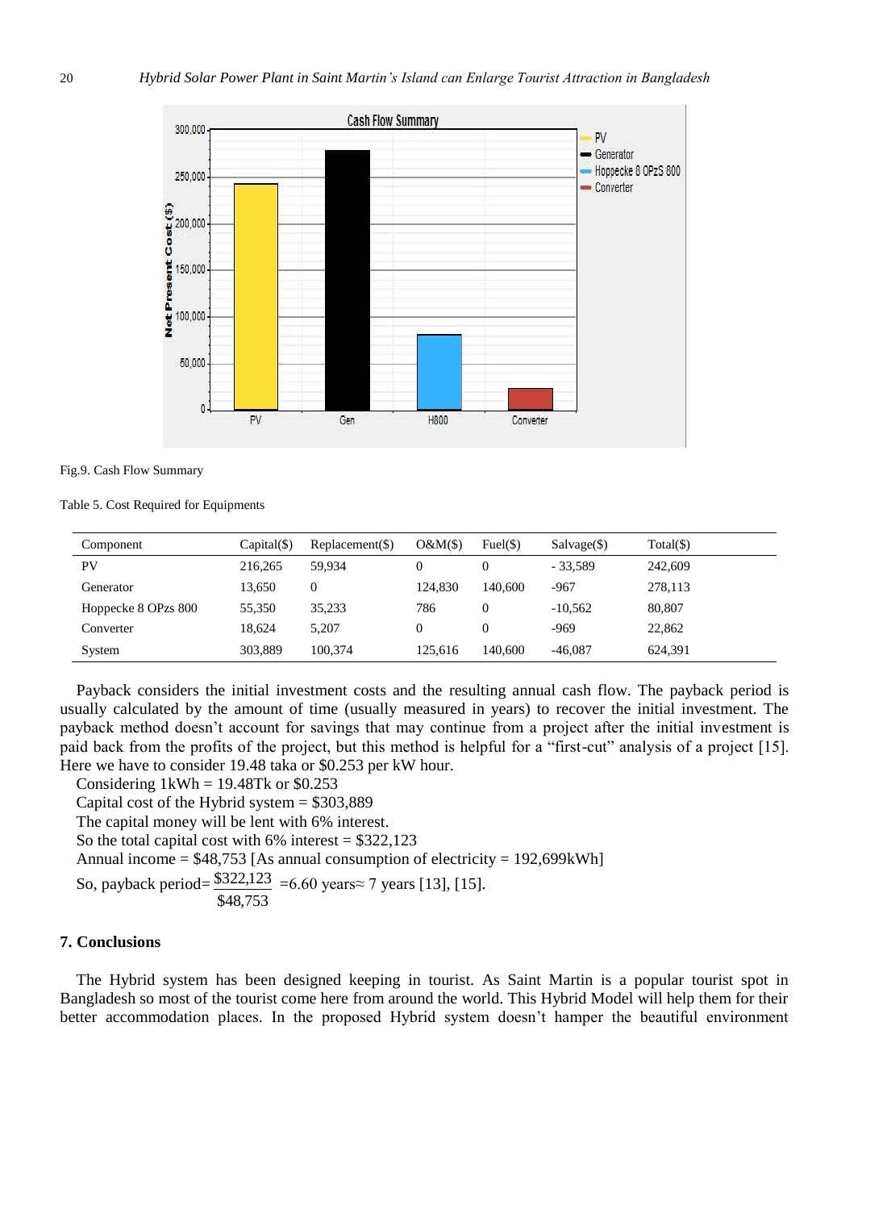Fig.9. Cash Flow Summary

Table 5. Cost Required for Equipments

| Component | Capital($) | Replacement($) | O&M($) | Fuel($) | Salvage($) | Total($) |
|---|---|---|---|---|---|---|
| PV | 216,265 | 59,934 | 0 | 0 | - 33,589 | 242,609 |
| Generator | 13,650 | 0 | 124,830 | 140,600 | -967 | 278,113 |
| Hoppecke 8 OPzs 800 | 55,350 | 35,233 | 786 | 0 | -10,562 | 80,807 |
| Converter | 18,624 | 5,207 | 0 | 0 | -969 | 22,862 |
| System | 303,889 | 100,374 | 125,616 | 140,600 | -46,087 | 624,391 |

Payback considers the initial investment costs and the resulting annual cash flow. The payback period is usually calculated by the amount of time (usually measured in years) to recover the initial investment. The payback method doesn't account for savings that may continue from a project after the initial investment is paid back from the profits of the project, but this method is helpful for a "first-cut" analysis of a project [15]. Here we have to consider 19.48 taka or $0.253 per kW hour.

Considering 1kWh = 19.48Tk or $0.253

Capital cost of the Hybrid system = $303,889

The capital money will be lent with 6% interest.

So the total capital cost with 6% interest = $322,123

Annual income = $48,753 [As annual consumption of electricity = 192,699kWh]

So, payback period= $\frac{\$322{,}123}{\$48{,}753}$ =6.60 years≈ 7 years [13], [15].

## 7. Conclusions

The Hybrid system has been designed keeping in tourist. As Saint Martin is a popular tourist spot in Bangladesh so most of the tourist come here from around the world. This Hybrid Model will help them for their better accommodation places. In the proposed Hybrid system doesn't hamper the beautiful environment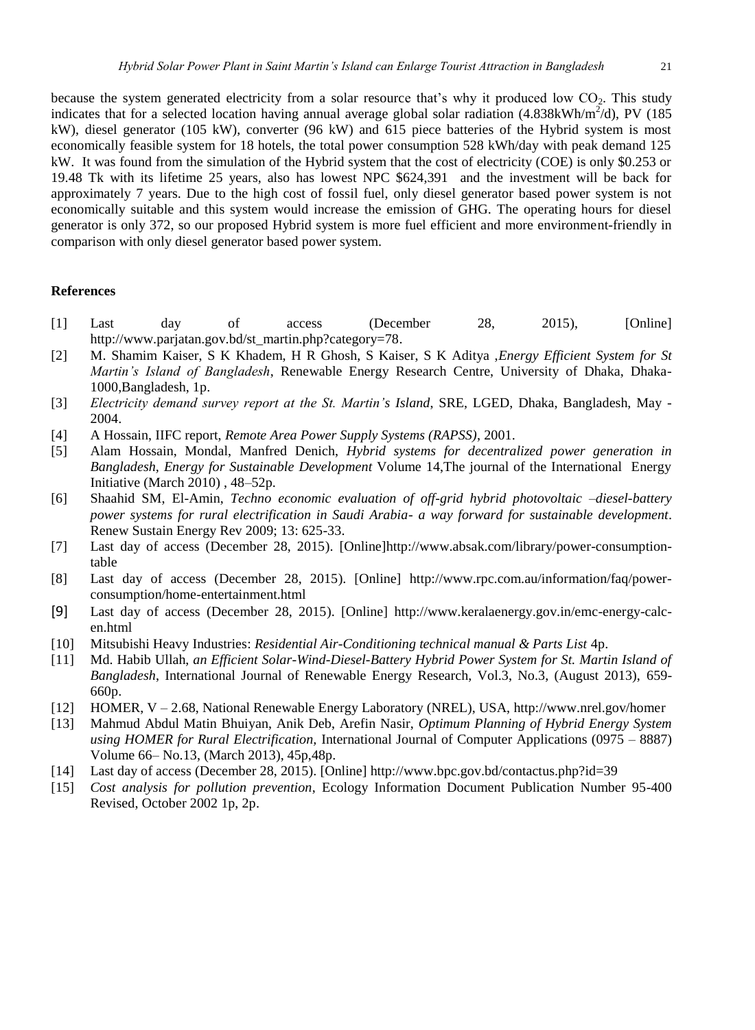because the system generated electricity from a solar resource that's why it produced low $CO_2$. This study indicates that for a selected location having annual average global solar radiation (4.838kWh/$m^2$/d), PV (185 kW), diesel generator (105 kW), converter (96 kW) and 615 piece batteries of the Hybrid system is most economically feasible system for 18 hotels, the total power consumption 528 kWh/day with peak demand 125 kW. It was found from the simulation of the Hybrid system that the cost of electricity (COE) is only $0.253 or 19.48 Tk with its lifetime 25 years, also has lowest NPC $624,391 and the investment will be back for approximately 7 years. Due to the high cost of fossil fuel, only diesel generator based power system is not economically suitable and this system would increase the emission of GHG. The operating hours for diesel generator is only 372, so our proposed Hybrid system is more fuel efficient and more environment-friendly in comparison with only diesel generator based power system.

**References**

[1] Last day of access (December 28, 2015), [Online] http://www.parjatan.gov.bd/st_martin.php?category=78.

[2] M. Shamim Kaiser, S K Khadem, H R Ghosh, S Kaiser, S K Aditya ,*Energy Efficient System for St Martin's Island of Bangladesh*, Renewable Energy Research Centre, University of Dhaka, Dhaka-1000,Bangladesh, 1p.

[3] *Electricity demand survey report at the St. Martin's Island*, SRE, LGED, Dhaka, Bangladesh, May - 2004.

[4] A Hossain, IIFC report, *Remote Area Power Supply Systems (RAPSS)*, 2001.

[5] Alam Hossain, Mondal, Manfred Denich, *Hybrid systems for decentralized power generation in Bangladesh*, *Energy for Sustainable Development* Volume 14,The journal of the International Energy Initiative (March 2010) , 48–52p.

[6] Shaahid SM, El-Amin, *Techno economic evaluation of off-grid hybrid photovoltaic –diesel-battery power systems for rural electrification in Saudi Arabia- a way forward for sustainable development*. Renew Sustain Energy Rev 2009; 13: 625-33.

[7] Last day of access (December 28, 2015). [Online]http://www.absak.com/library/power-consumption-table

[8] Last day of access (December 28, 2015). [Online] http://www.rpc.com.au/information/faq/power-consumption/home-entertainment.html

[9] Last day of access (December 28, 2015). [Online] http://www.keralaenergy.gov.in/emc-energy-calc-en.html

[10] Mitsubishi Heavy Industries: *Residential Air-Conditioning technical manual & Parts List* 4p.

[11] Md. Habib Ullah, *an Efficient Solar-Wind-Diesel-Battery Hybrid Power System for St. Martin Island of Bangladesh*, International Journal of Renewable Energy Research, Vol.3, No.3, (August 2013), 659-660p.

[12] HOMER, V – 2.68, National Renewable Energy Laboratory (NREL), USA, http://www.nrel.gov/homer

[13] Mahmud Abdul Matin Bhuiyan, Anik Deb, Arefin Nasir, *Optimum Planning of Hybrid Energy System using HOMER for Rural Electrification,* International Journal of Computer Applications (0975 – 8887) Volume 66– No.13, (March 2013), 45p,48p.

[14] Last day of access (December 28, 2015). [Online] http://www.bpc.gov.bd/contactus.php?id=39

[15] *Cost analysis for pollution prevention*, Ecology Information Document Publication Number 95-400 Revised, October 2002 1p, 2p.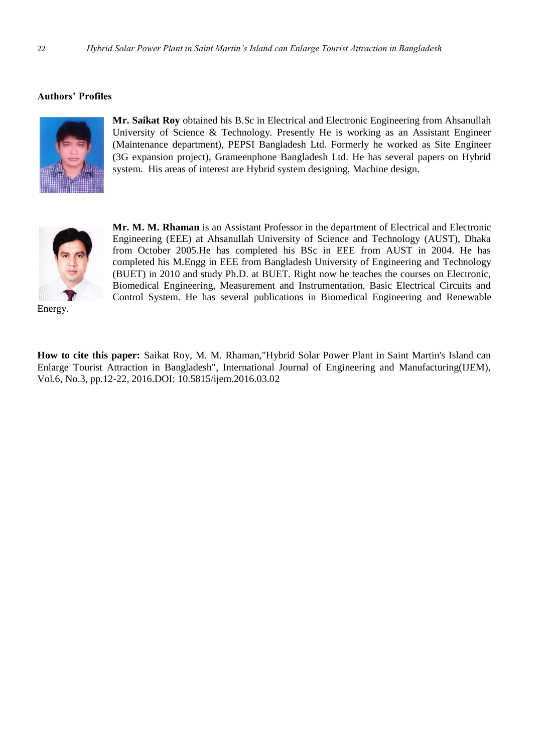## Authors' Profiles

**Mr. Saikat Roy** obtained his B.Sc in Electrical and Electronic Engineering from Ahsanullah University of Science & Technology. Presently He is working as an Assistant Engineer (Maintenance department), PEPSI Bangladesh Ltd. Formerly he worked as Site Engineer (3G expansion project), Grameenphone Bangladesh Ltd. He has several papers on Hybrid system. His areas of interest are Hybrid system designing, Machine design.

**Mr. M. M. Rhaman** is an Assistant Professor in the department of Electrical and Electronic Engineering (EEE) at Ahsanullah University of Science and Technology (AUST), Dhaka from October 2005.He has completed his BSc in EEE from AUST in 2004. He has completed his M.Engg in EEE from Bangladesh University of Engineering and Technology (BUET) in 2010 and study Ph.D. at BUET. Right now he teaches the courses on Electronic, Biomedical Engineering, Measurement and Instrumentation, Basic Electrical Circuits and Control System. He has several publications in Biomedical Engineering and Renewable Energy.

**How to cite this paper:** Saikat Roy, M. M. Rhaman,"Hybrid Solar Power Plant in Saint Martin's Island can Enlarge Tourist Attraction in Bangladesh", International Journal of Engineering and Manufacturing(IJEM), Vol.6, No.3, pp.12-22, 2016.DOI: 10.5815/ijem.2016.03.02